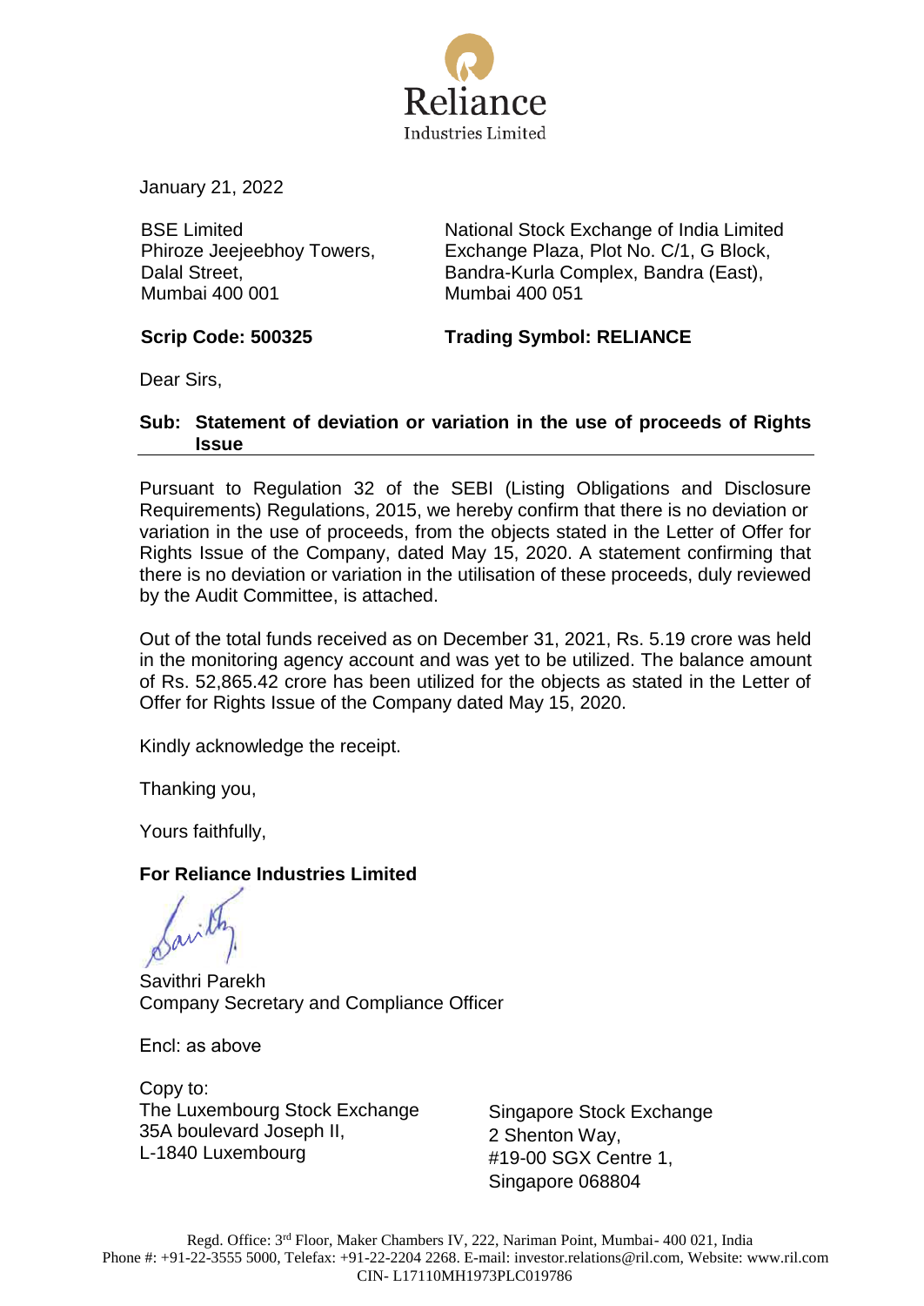Reliance
Industries Limited

January 21, 2022

| BSE Limited<br>Phiroze Jeejeebhoy Towers,<br>Dalal Street,<br>Mumbai 400 001 | National Stock Exchange of India Limited<br>Exchange Plaza, Plot No. C/1, G Block,<br>Bandra-Kurla Complex, Bandra (East),<br>Mumbai 400 051 |
|---|---|
| **Scrip Code: 500325** | **Trading Symbol: RELIANCE** |

Dear Sirs,

**Sub: Statement of deviation or variation in the use of proceeds of Rights Issue**

Pursuant to Regulation 32 of the SEBI (Listing Obligations and Disclosure Requirements) Regulations, 2015, we hereby confirm that there is no deviation or variation in the use of proceeds, from the objects stated in the Letter of Offer for Rights Issue of the Company, dated May 15, 2020. A statement confirming that there is no deviation or variation in the utilisation of these proceeds, duly reviewed by the Audit Committee, is attached.

Out of the total funds received as on December 31, 2021, Rs. 5.19 crore was held in the monitoring agency account and was yet to be utilized. The balance amount of Rs. 52,865.42 crore has been utilized for the objects as stated in the Letter of Offer for Rights Issue of the Company dated May 15, 2020.

Kindly acknowledge the receipt.

Thanking you,

Yours faithfully,

**For Reliance Industries Limited**

Savithri Parekh
Company Secretary and Compliance Officer

Encl: as above

Copy to:

| The Luxembourg Stock Exchange<br>35A boulevard Joseph II,<br>L-1840 Luxembourg | Singapore Stock Exchange<br>2 Shenton Way,<br>#19-00 SGX Centre 1,<br>Singapore 068804 |
|---|---|

Regd. Office: 3rd Floor, Maker Chambers IV, 222, Nariman Point, Mumbai- 400 021, India
Phone #: +91-22-3555 5000, Telefax: +91-22-2204 2268. E-mail: investor.relations@ril.com, Website: www.ril.com
CIN- L17110MH1973PLC019786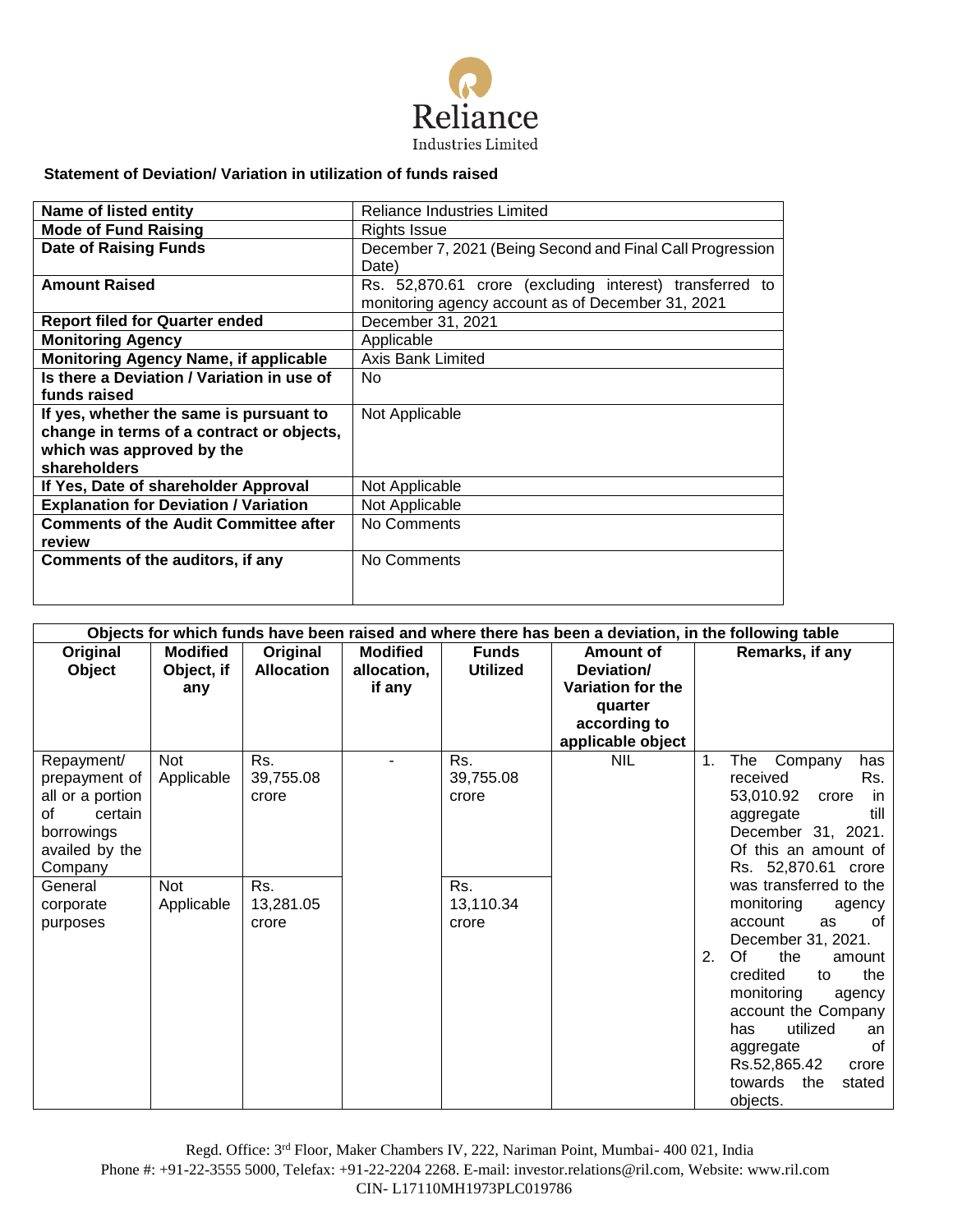Reliance
Industries Limited

**Statement of Deviation/ Variation in utilization of funds raised**

| | |
|---|---|
| **Name of listed entity** | Reliance Industries Limited |
| **Mode of Fund Raising** | Rights Issue |
| **Date of Raising Funds** | December 7, 2021 (Being Second and Final Call Progression Date) |
| **Amount Raised** | Rs. 52,870.61 crore (excluding interest) transferred to monitoring agency account as of December 31, 2021 |
| **Report filed for Quarter ended** | December 31, 2021 |
| **Monitoring Agency** | Applicable |
| **Monitoring Agency Name, if applicable** | Axis Bank Limited |
| **Is there a Deviation / Variation in use of funds raised** | No |
| **If yes, whether the same is pursuant to change in terms of a contract or objects, which was approved by the shareholders** | Not Applicable |
| **If Yes, Date of shareholder Approval** | Not Applicable |
| **Explanation for Deviation / Variation** | Not Applicable |
| **Comments of the Audit Committee after review** | No Comments |
| **Comments of the auditors, if any** | No Comments |

**Objects for which funds have been raised and where there has been a deviation, in the following table**

| Original Object | Modified Object, if any | Original Allocation | Modified allocation, if any | Funds Utilized | Amount of Deviation/ Variation for the quarter according to applicable object | Remarks, if any |
|---|---|---|---|---|---|---|
| Repayment/ prepayment of all or a portion of certain borrowings availed by the Company | Not Applicable | Rs. 39,755.08 crore | - | Rs. 39,755.08 crore | NIL | 1. The Company has received Rs. 53,010.92 crore in aggregate till December 31, 2021. Of this an amount of Rs. 52,870.61 crore was transferred to the monitoring agency account as of December 31, 2021.<br>2. Of the amount credited to the monitoring agency account the Company has utilized an aggregate of Rs.52,865.42 crore towards the stated objects. |
| General corporate purposes | Not Applicable | Rs. 13,281.05 crore | | Rs. 13,110.34 crore | | |

Regd. Office: 3rd Floor, Maker Chambers IV, 222, Nariman Point, Mumbai- 400 021, India
Phone #: +91-22-3555 5000, Telefax: +91-22-2204 2268. E-mail: investor.relations@ril.com, Website: www.ril.com
CIN- L17110MH1973PLC019786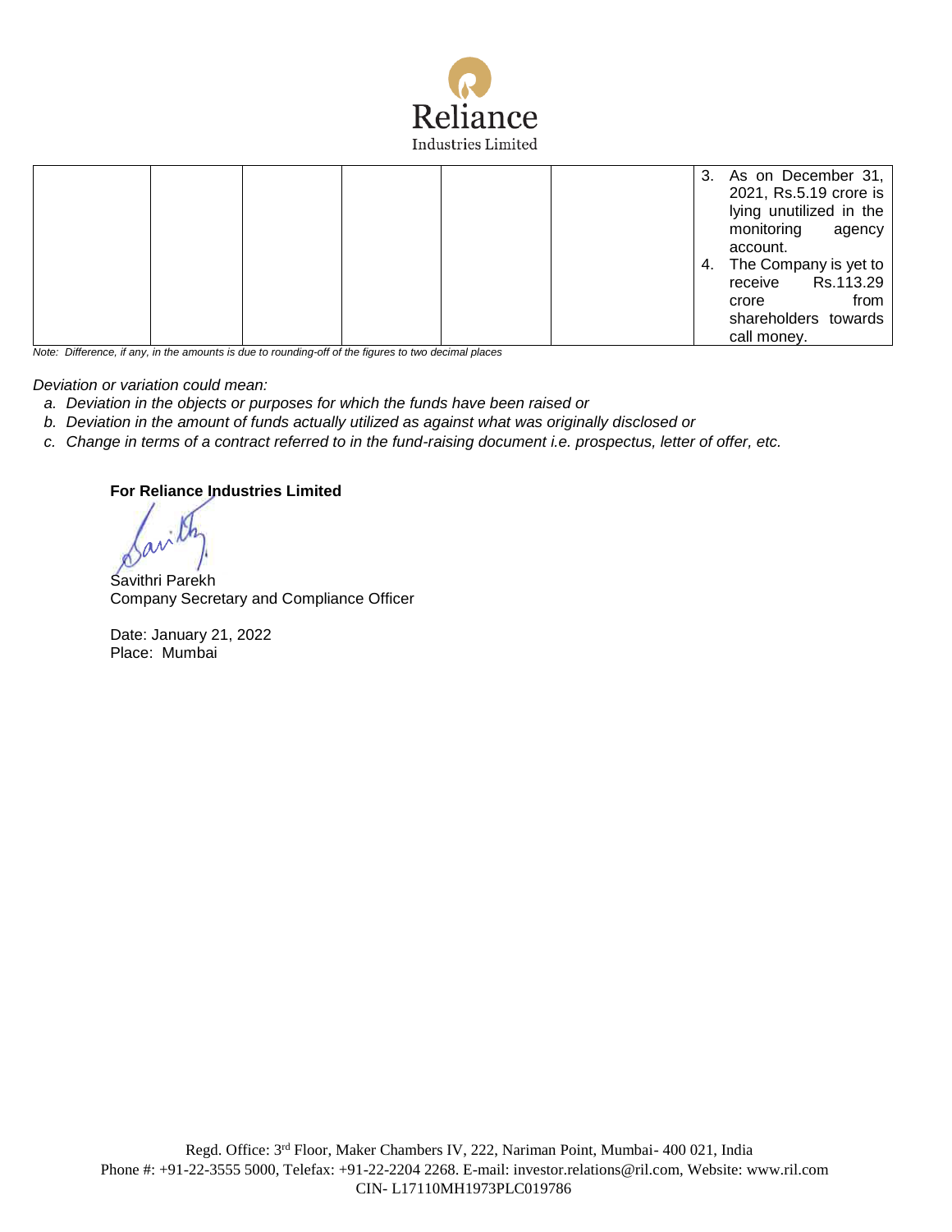| | | | | | | |
|---|---|---|---|---|---|---|
| | | | | | | 3. As on December 31, 2021, Rs.5.19 crore is lying unutilized in the monitoring agency account. 4. The Company is yet to receive Rs.113.29 crore from shareholders towards call money. |

*Note: Difference, if any, in the amounts is due to rounding-off of the figures to two decimal places*

*Deviation or variation could mean:*

- *a. Deviation in the objects or purposes for which the funds have been raised or*
- *b. Deviation in the amount of funds actually utilized as against what was originally disclosed or*
- *c. Change in terms of a contract referred to in the fund-raising document i.e. prospectus, letter of offer, etc.*

**For Reliance Industries Limited**

Savithri Parekh
Company Secretary and Compliance Officer

Date: January 21, 2022
Place: Mumbai